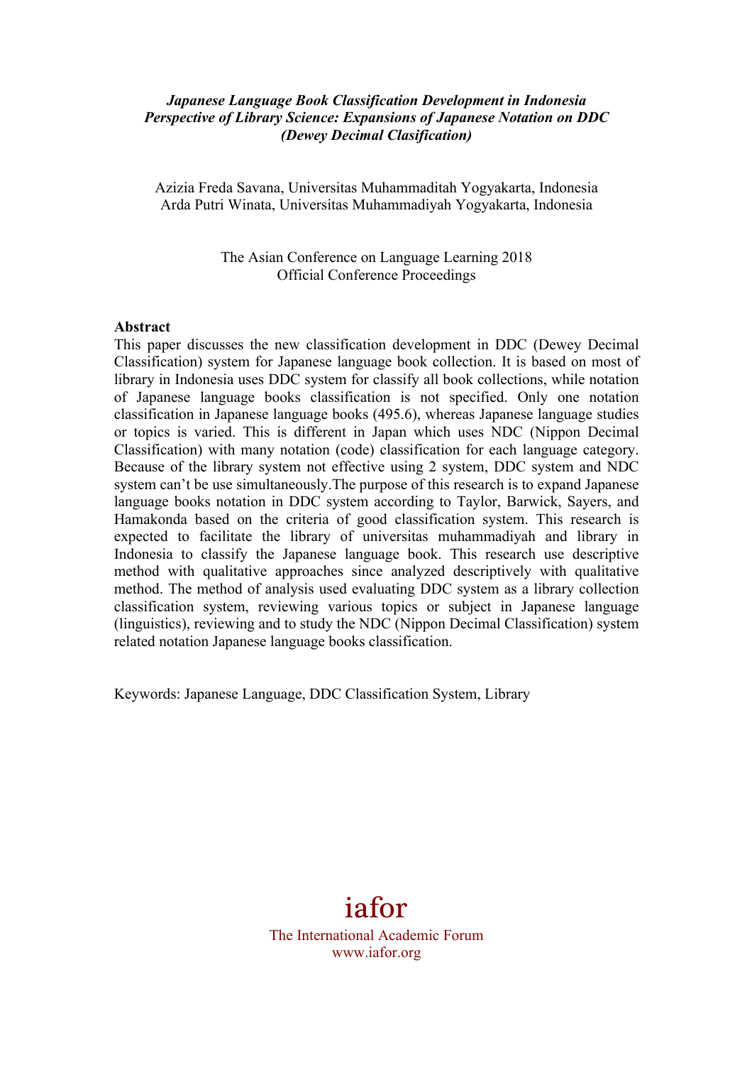***Japanese Language Book Classification Development in Indonesia Perspective of Library Science: Expansions of Japanese Notation on DDC (Dewey Decimal Clasification)***

Azizia Freda Savana, Universitas Muhammaditah Yogyakarta, Indonesia
Arda Putri Winata, Universitas Muhammadiyah Yogyakarta, Indonesia

The Asian Conference on Language Learning 2018
Official Conference Proceedings

**Abstract**

This paper discusses the new classification development in DDC (Dewey Decimal Classification) system for Japanese language book collection. It is based on most of library in Indonesia uses DDC system for classify all book collections, while notation of Japanese language books classification is not specified. Only one notation classification in Japanese language books (495.6), whereas Japanese language studies or topics is varied. This is different in Japan which uses NDC (Nippon Decimal Classification) with many notation (code) classification for each language category. Because of the library system not effective using 2 system, DDC system and NDC system can't be use simultaneously.The purpose of this research is to expand Japanese language books notation in DDC system according to Taylor, Barwick, Sayers, and Hamakonda based on the criteria of good classification system. This research is expected to facilitate the library of universitas muhammadiyah and library in Indonesia to classify the Japanese language book. This research use descriptive method with qualitative approaches since analyzed descriptively with qualitative method. The method of analysis used evaluating DDC system as a library collection classification system, reviewing various topics or subject in Japanese language (linguistics), reviewing and to study the NDC (Nippon Decimal Classification) system related notation Japanese language books classification.

Keywords: Japanese Language, DDC Classification System, Library

iafor
The International Academic Forum
www.iafor.org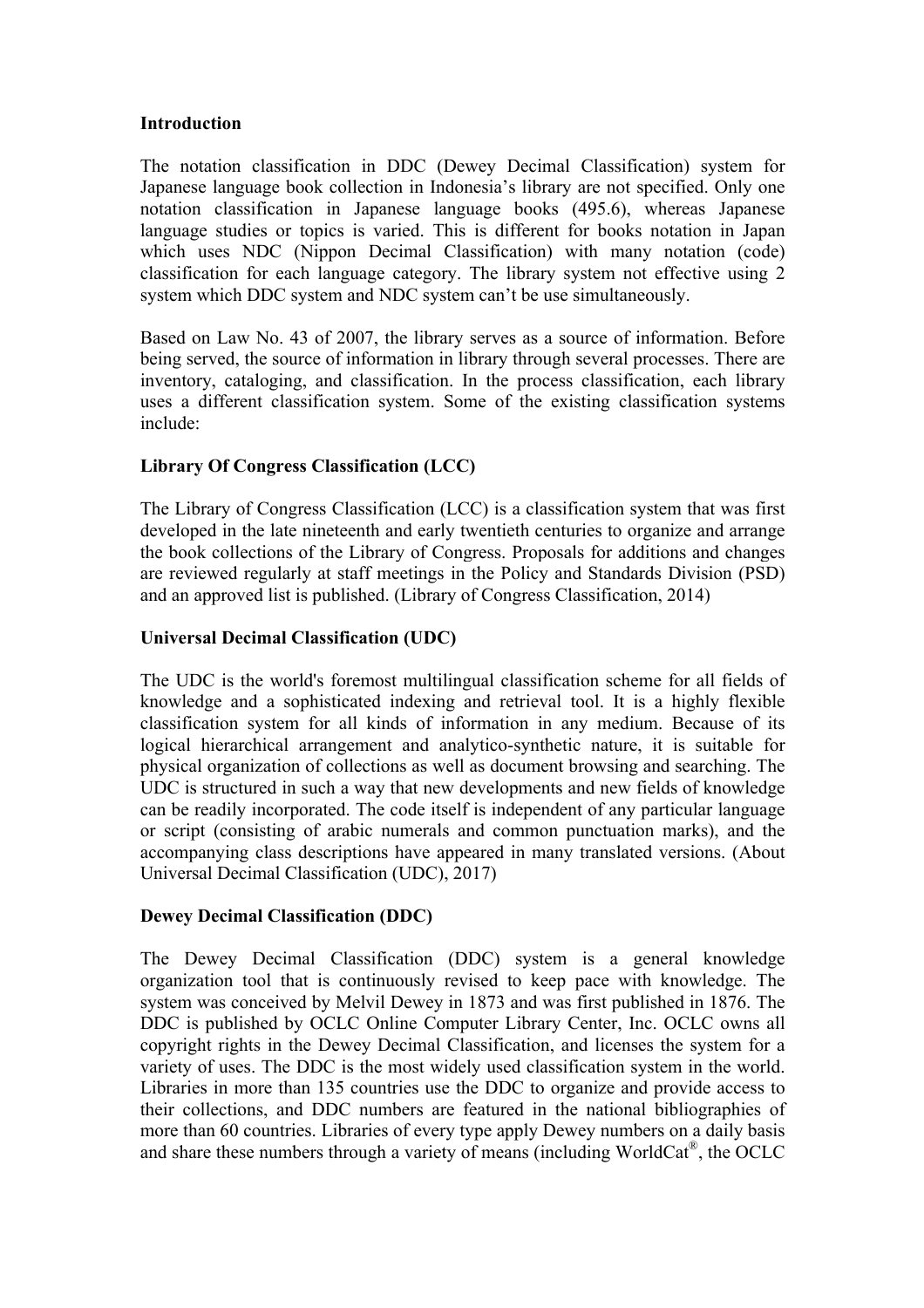## Introduction

The notation classification in DDC (Dewey Decimal Classification) system for Japanese language book collection in Indonesia's library are not specified. Only one notation classification in Japanese language books (495.6), whereas Japanese language studies or topics is varied. This is different for books notation in Japan which uses NDC (Nippon Decimal Classification) with many notation (code) classification for each language category. The library system not effective using 2 system which DDC system and NDC system can't be use simultaneously.

Based on Law No. 43 of 2007, the library serves as a source of information. Before being served, the source of information in library through several processes. There are inventory, cataloging, and classification. In the process classification, each library uses a different classification system. Some of the existing classification systems include:

### Library Of Congress Classification (LCC)

The Library of Congress Classification (LCC) is a classification system that was first developed in the late nineteenth and early twentieth centuries to organize and arrange the book collections of the Library of Congress. Proposals for additions and changes are reviewed regularly at staff meetings in the Policy and Standards Division (PSD) and an approved list is published. (Library of Congress Classification, 2014)

### Universal Decimal Classification (UDC)

The UDC is the world's foremost multilingual classification scheme for all fields of knowledge and a sophisticated indexing and retrieval tool. It is a highly flexible classification system for all kinds of information in any medium. Because of its logical hierarchical arrangement and analytico-synthetic nature, it is suitable for physical organization of collections as well as document browsing and searching. The UDC is structured in such a way that new developments and new fields of knowledge can be readily incorporated. The code itself is independent of any particular language or script (consisting of arabic numerals and common punctuation marks), and the accompanying class descriptions have appeared in many translated versions. (About Universal Decimal Classification (UDC), 2017)

### Dewey Decimal Classification (DDC)

The Dewey Decimal Classification (DDC) system is a general knowledge organization tool that is continuously revised to keep pace with knowledge. The system was conceived by Melvil Dewey in 1873 and was first published in 1876. The DDC is published by OCLC Online Computer Library Center, Inc. OCLC owns all copyright rights in the Dewey Decimal Classification, and licenses the system for a variety of uses. The DDC is the most widely used classification system in the world. Libraries in more than 135 countries use the DDC to organize and provide access to their collections, and DDC numbers are featured in the national bibliographies of more than 60 countries. Libraries of every type apply Dewey numbers on a daily basis and share these numbers through a variety of means (including WorldCat®, the OCLC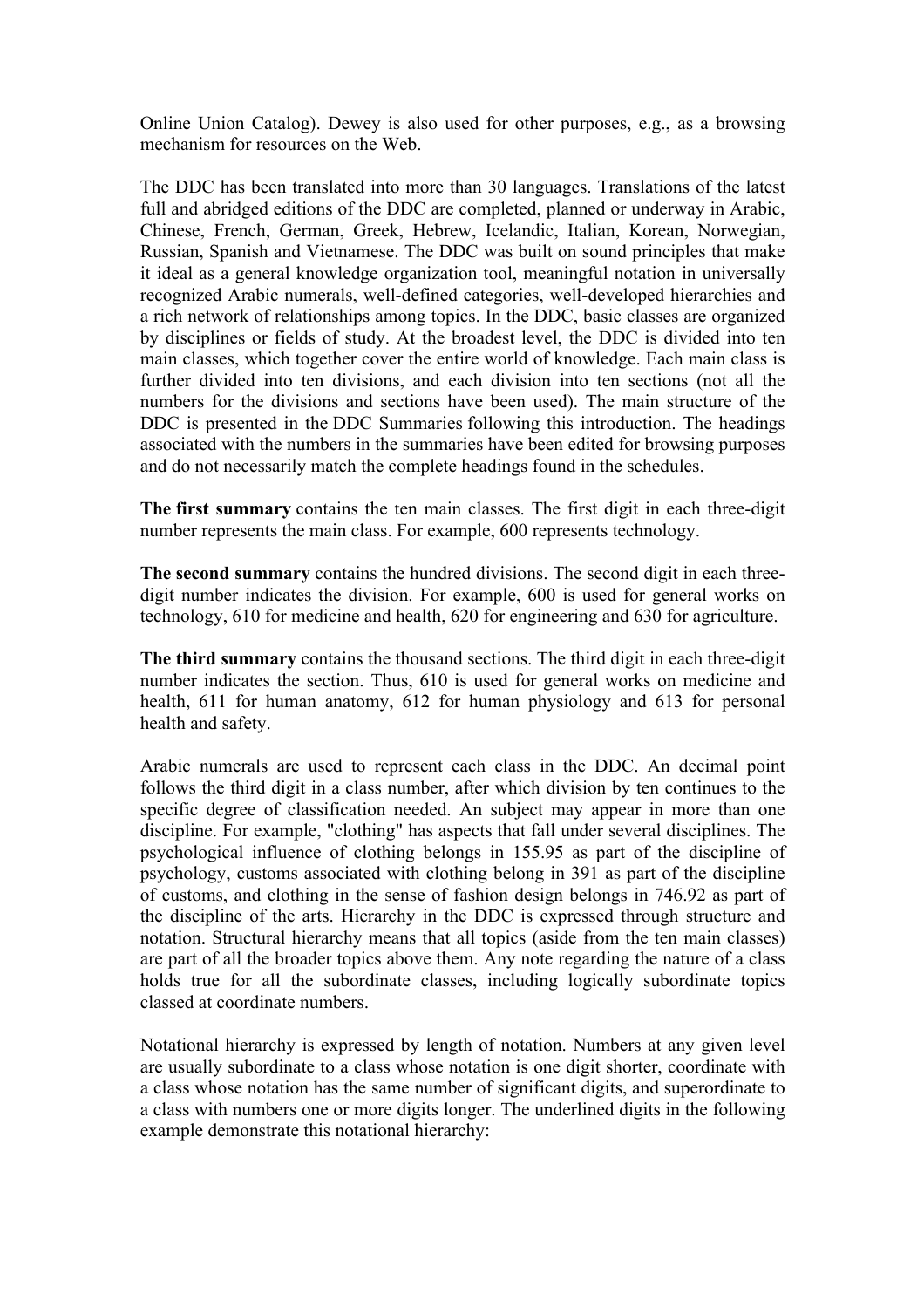Online Union Catalog). Dewey is also used for other purposes, e.g., as a browsing mechanism for resources on the Web.

The DDC has been translated into more than 30 languages. Translations of the latest full and abridged editions of the DDC are completed, planned or underway in Arabic, Chinese, French, German, Greek, Hebrew, Icelandic, Italian, Korean, Norwegian, Russian, Spanish and Vietnamese. The DDC was built on sound principles that make it ideal as a general knowledge organization tool, meaningful notation in universally recognized Arabic numerals, well-defined categories, well-developed hierarchies and a rich network of relationships among topics. In the DDC, basic classes are organized by disciplines or fields of study. At the broadest level, the DDC is divided into ten main classes, which together cover the entire world of knowledge. Each main class is further divided into ten divisions, and each division into ten sections (not all the numbers for the divisions and sections have been used). The main structure of the DDC is presented in the DDC Summaries following this introduction. The headings associated with the numbers in the summaries have been edited for browsing purposes and do not necessarily match the complete headings found in the schedules.

**The first summary** contains the ten main classes. The first digit in each three-digit number represents the main class. For example, 600 represents technology.

**The second summary** contains the hundred divisions. The second digit in each three-digit number indicates the division. For example, 600 is used for general works on technology, 610 for medicine and health, 620 for engineering and 630 for agriculture.

**The third summary** contains the thousand sections. The third digit in each three-digit number indicates the section. Thus, 610 is used for general works on medicine and health, 611 for human anatomy, 612 for human physiology and 613 for personal health and safety.

Arabic numerals are used to represent each class in the DDC. An decimal point follows the third digit in a class number, after which division by ten continues to the specific degree of classification needed. An subject may appear in more than one discipline. For example, "clothing" has aspects that fall under several disciplines. The psychological influence of clothing belongs in 155.95 as part of the discipline of psychology, customs associated with clothing belong in 391 as part of the discipline of customs, and clothing in the sense of fashion design belongs in 746.92 as part of the discipline of the arts. Hierarchy in the DDC is expressed through structure and notation. Structural hierarchy means that all topics (aside from the ten main classes) are part of all the broader topics above them. Any note regarding the nature of a class holds true for all the subordinate classes, including logically subordinate topics classed at coordinate numbers.

Notational hierarchy is expressed by length of notation. Numbers at any given level are usually subordinate to a class whose notation is one digit shorter, coordinate with a class whose notation has the same number of significant digits, and superordinate to a class with numbers one or more digits longer. The underlined digits in the following example demonstrate this notational hierarchy: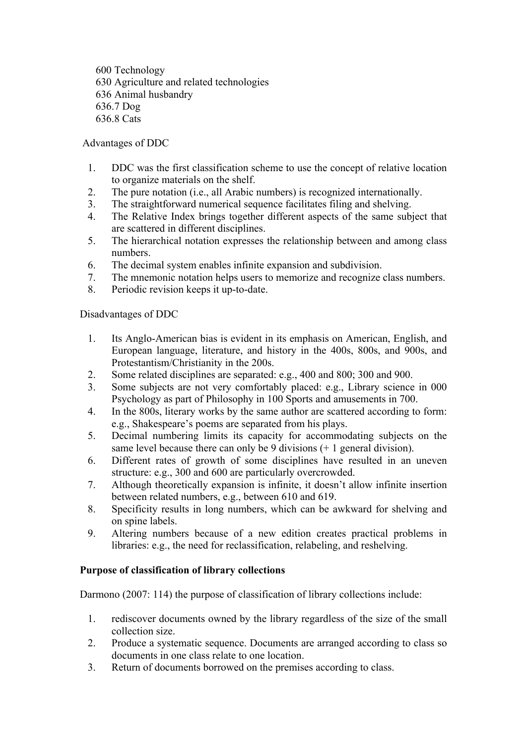600 Technology
630 Agriculture and related technologies
636 Animal husbandry
636.7 Dog
636.8 Cats

Advantages of DDC

1. DDC was the first classification scheme to use the concept of relative location to organize materials on the shelf.
2. The pure notation (i.e., all Arabic numbers) is recognized internationally.
3. The straightforward numerical sequence facilitates filing and shelving.
4. The Relative Index brings together different aspects of the same subject that are scattered in different disciplines.
5. The hierarchical notation expresses the relationship between and among class numbers.
6. The decimal system enables infinite expansion and subdivision.
7. The mnemonic notation helps users to memorize and recognize class numbers.
8. Periodic revision keeps it up-to-date.

Disadvantages of DDC

1. Its Anglo-American bias is evident in its emphasis on American, English, and European language, literature, and history in the 400s, 800s, and 900s, and Protestantism/Christianity in the 200s.
2. Some related disciplines are separated: e.g., 400 and 800; 300 and 900.
3. Some subjects are not very comfortably placed: e.g., Library science in 000 Psychology as part of Philosophy in 100 Sports and amusements in 700.
4. In the 800s, literary works by the same author are scattered according to form: e.g., Shakespeare's poems are separated from his plays.
5. Decimal numbering limits its capacity for accommodating subjects on the same level because there can only be 9 divisions (+ 1 general division).
6. Different rates of growth of some disciplines have resulted in an uneven structure: e.g., 300 and 600 are particularly overcrowded.
7. Although theoretically expansion is infinite, it doesn't allow infinite insertion between related numbers, e.g., between 610 and 619.
8. Specificity results in long numbers, which can be awkward for shelving and on spine labels.
9. Altering numbers because of a new edition creates practical problems in libraries: e.g., the need for reclassification, relabeling, and reshelving.

**Purpose of classification of library collections**

Darmono (2007: 114) the purpose of classification of library collections include:

1. rediscover documents owned by the library regardless of the size of the small collection size.
2. Produce a systematic sequence. Documents are arranged according to class so documents in one class relate to one location.
3. Return of documents borrowed on the premises according to class.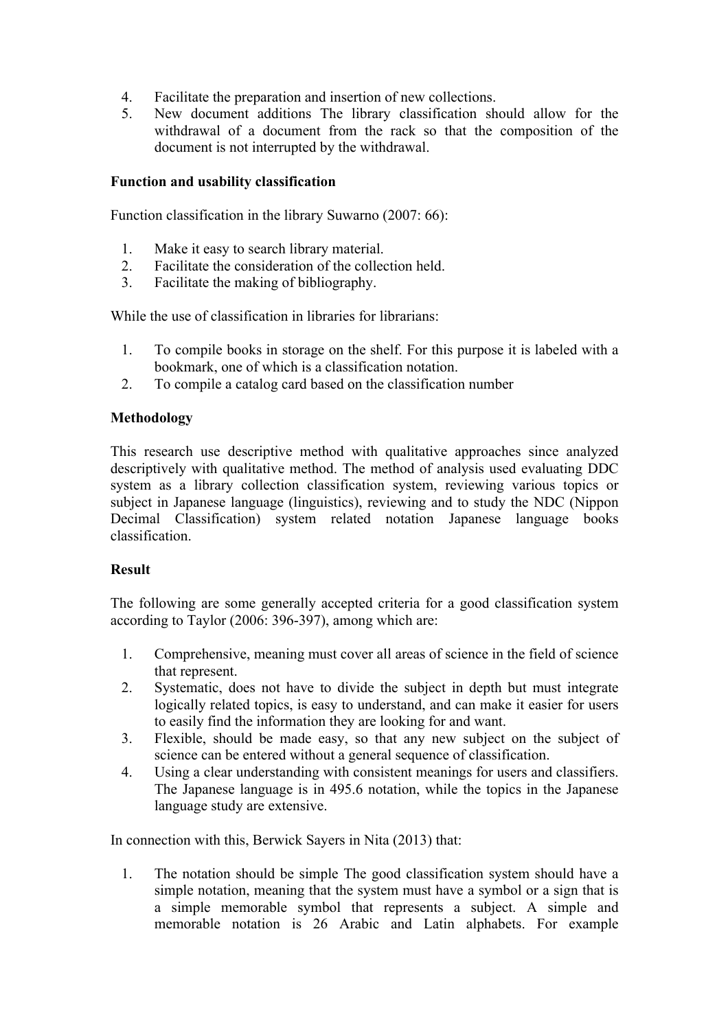4. Facilitate the preparation and insertion of new collections.
5. New document additions The library classification should allow for the withdrawal of a document from the rack so that the composition of the document is not interrupted by the withdrawal.

**Function and usability classification**

Function classification in the library Suwarno (2007: 66):

1. Make it easy to search library material.
2. Facilitate the consideration of the collection held.
3. Facilitate the making of bibliography.

While the use of classification in libraries for librarians:

1. To compile books in storage on the shelf. For this purpose it is labeled with a bookmark, one of which is a classification notation.
2. To compile a catalog card based on the classification number

**Methodology**

This research use descriptive method with qualitative approaches since analyzed descriptively with qualitative method. The method of analysis used evaluating DDC system as a library collection classification system, reviewing various topics or subject in Japanese language (linguistics), reviewing and to study the NDC (Nippon Decimal Classification) system related notation Japanese language books classification.

**Result**

The following are some generally accepted criteria for a good classification system according to Taylor (2006: 396-397), among which are:

1. Comprehensive, meaning must cover all areas of science in the field of science that represent.
2. Systematic, does not have to divide the subject in depth but must integrate logically related topics, is easy to understand, and can make it easier for users to easily find the information they are looking for and want.
3. Flexible, should be made easy, so that any new subject on the subject of science can be entered without a general sequence of classification.
4. Using a clear understanding with consistent meanings for users and classifiers. The Japanese language is in 495.6 notation, while the topics in the Japanese language study are extensive.

In connection with this, Berwick Sayers in Nita (2013) that:

1. The notation should be simple The good classification system should have a simple notation, meaning that the system must have a symbol or a sign that is a simple memorable symbol that represents a subject. A simple and memorable notation is 26 Arabic and Latin alphabets. For example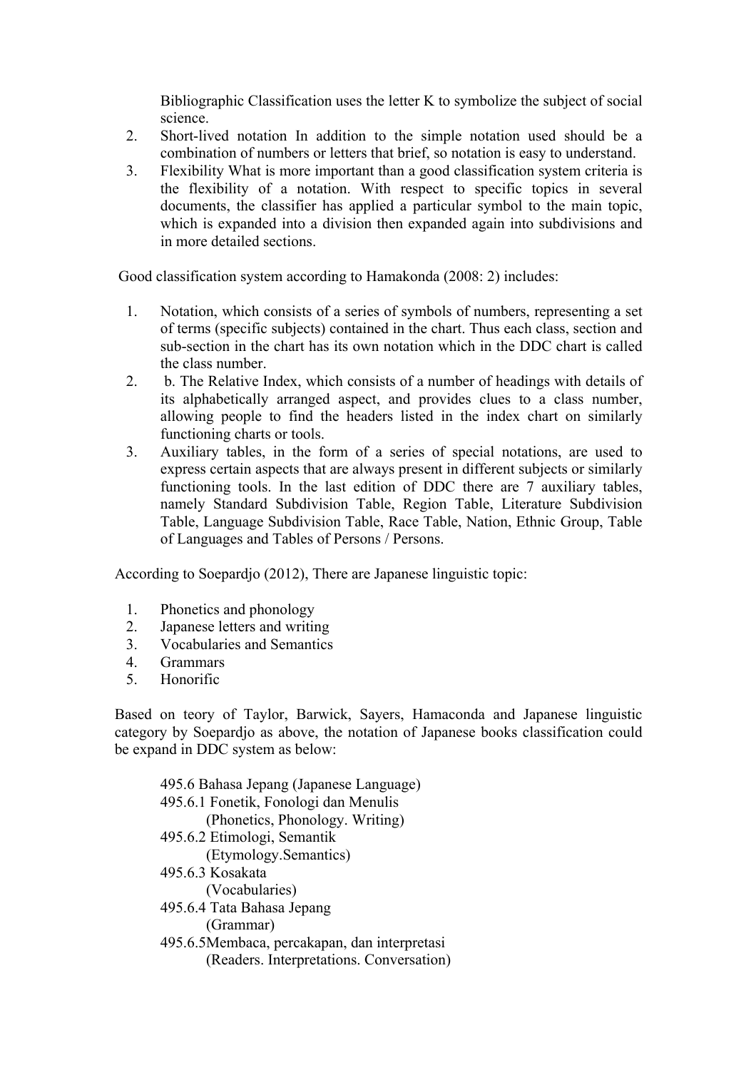Bibliographic Classification uses the letter K to symbolize the subject of social science.

2. Short-lived notation In addition to the simple notation used should be a combination of numbers or letters that brief, so notation is easy to understand.
3. Flexibility What is more important than a good classification system criteria is the flexibility of a notation. With respect to specific topics in several documents, the classifier has applied a particular symbol to the main topic, which is expanded into a division then expanded again into subdivisions and in more detailed sections.

Good classification system according to Hamakonda (2008: 2) includes:

1. Notation, which consists of a series of symbols of numbers, representing a set of terms (specific subjects) contained in the chart. Thus each class, section and sub-section in the chart has its own notation which in the DDC chart is called the class number.
2. b. The Relative Index, which consists of a number of headings with details of its alphabetically arranged aspect, and provides clues to a class number, allowing people to find the headers listed in the index chart on similarly functioning charts or tools.
3. Auxiliary tables, in the form of a series of special notations, are used to express certain aspects that are always present in different subjects or similarly functioning tools. In the last edition of DDC there are 7 auxiliary tables, namely Standard Subdivision Table, Region Table, Literature Subdivision Table, Language Subdivision Table, Race Table, Nation, Ethnic Group, Table of Languages and Tables of Persons / Persons.

According to Soepardjo (2012), There are Japanese linguistic topic:

1. Phonetics and phonology
2. Japanese letters and writing
3. Vocabularies and Semantics
4. Grammars
5. Honorific

Based on teory of Taylor, Barwick, Sayers, Hamaconda and Japanese linguistic category by Soepardjo as above, the notation of Japanese books classification could be expand in DDC system as below:

495.6 Bahasa Jepang (Japanese Language)
495.6.1 Fonetik, Fonologi dan Menulis
(Phonetics, Phonology. Writing)
495.6.2 Etimologi, Semantik
(Etymology.Semantics)
495.6.3 Kosakata
(Vocabularies)
495.6.4 Tata Bahasa Jepang
(Grammar)
495.6.5Membaca, percakapan, dan interpretasi
(Readers. Interpretations. Conversation)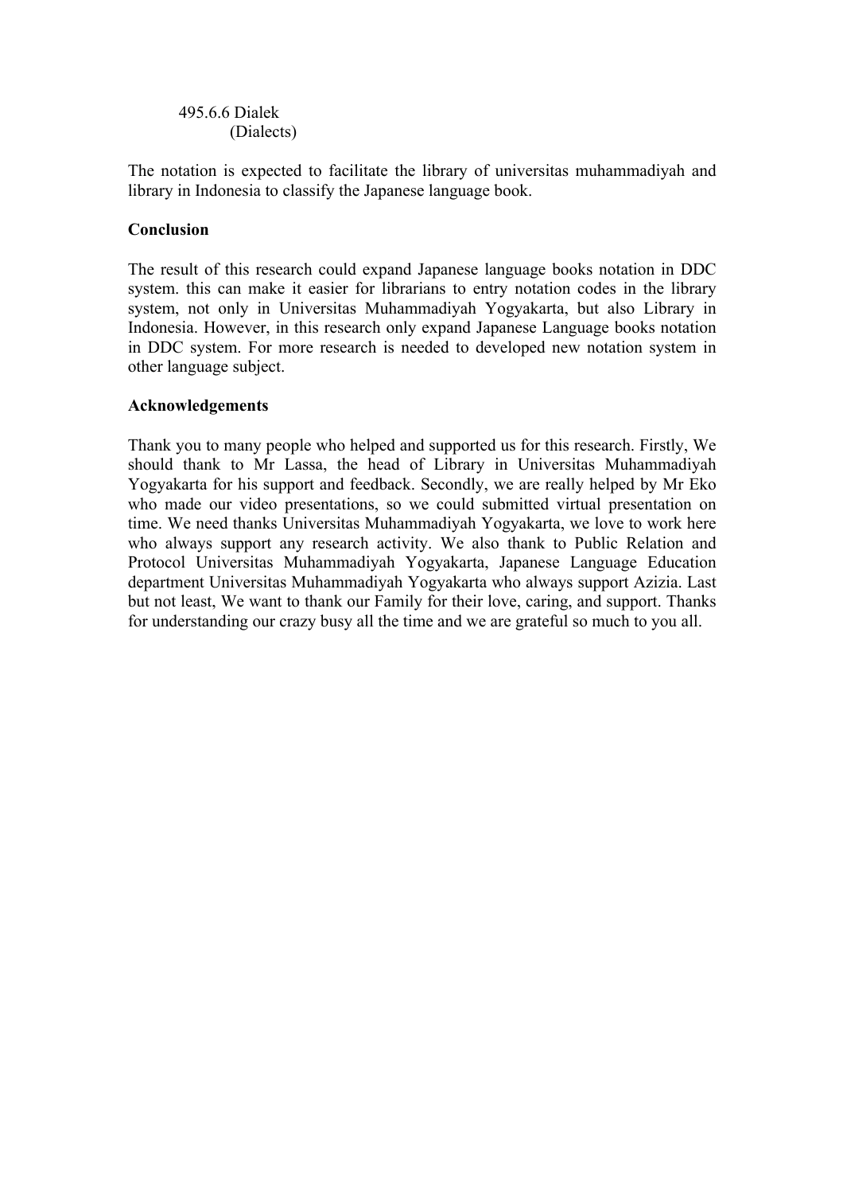495.6.6 Dialek
(Dialects)

The notation is expected to facilitate the library of universitas muhammadiyah and library in Indonesia to classify the Japanese language book.

**Conclusion**

The result of this research could expand Japanese language books notation in DDC system. this can make it easier for librarians to entry notation codes in the library system, not only in Universitas Muhammadiyah Yogyakarta, but also Library in Indonesia. However, in this research only expand Japanese Language books notation in DDC system. For more research is needed to developed new notation system in other language subject.

**Acknowledgements**

Thank you to many people who helped and supported us for this research. Firstly, We should thank to Mr Lassa, the head of Library in Universitas Muhammadiyah Yogyakarta for his support and feedback. Secondly, we are really helped by Mr Eko who made our video presentations, so we could submitted virtual presentation on time. We need thanks Universitas Muhammadiyah Yogyakarta, we love to work here who always support any research activity. We also thank to Public Relation and Protocol Universitas Muhammadiyah Yogyakarta, Japanese Language Education department Universitas Muhammadiyah Yogyakarta who always support Azizia. Last but not least, We want to thank our Family for their love, caring, and support. Thanks for understanding our crazy busy all the time and we are grateful so much to you all.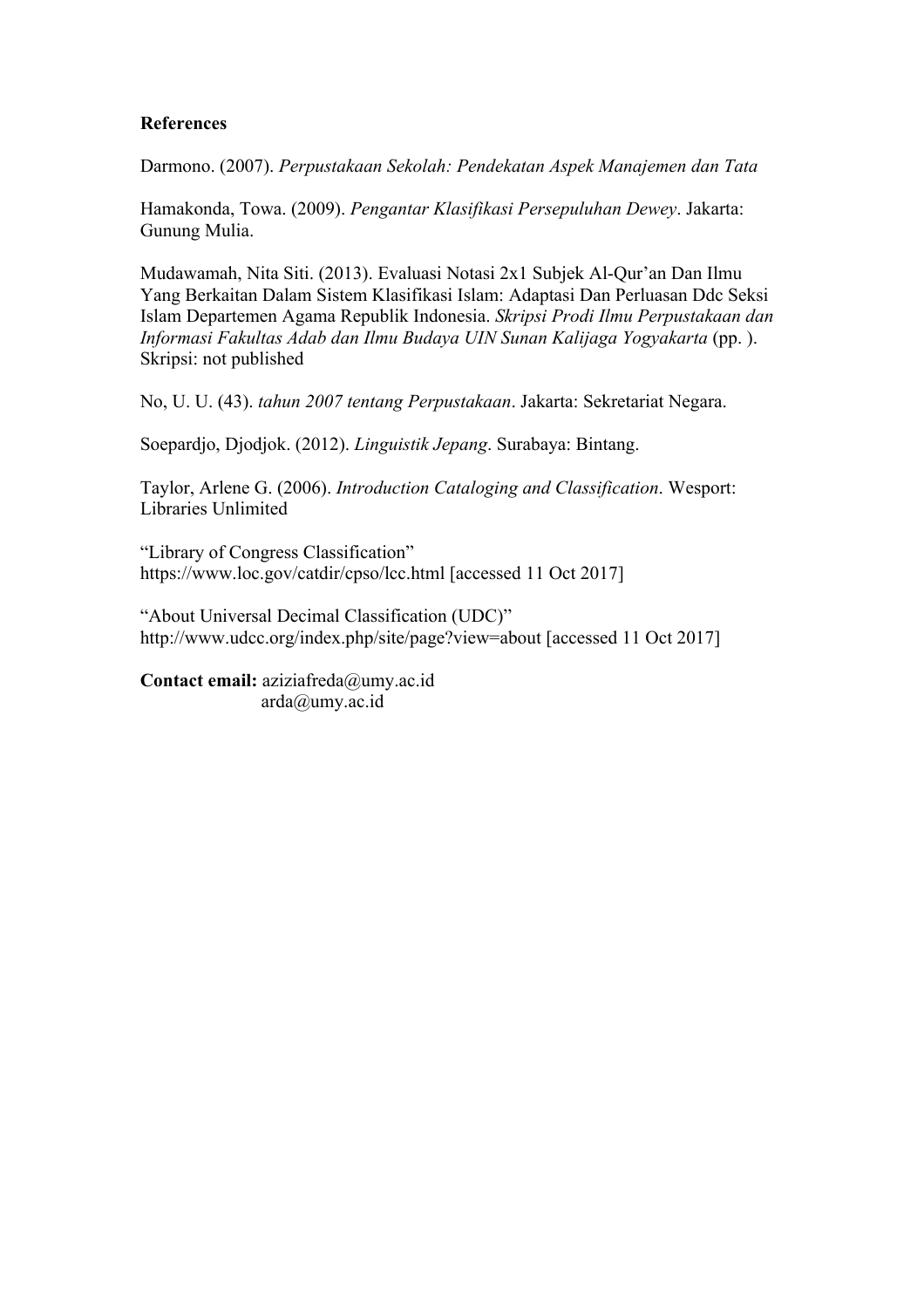**References**

Darmono. (2007). *Perpustakaan Sekolah: Pendekatan Aspek Manajemen dan Tata*

Hamakonda, Towa. (2009). *Pengantar Klasifikasi Persepuluhan Dewey*. Jakarta: Gunung Mulia.

Mudawamah, Nita Siti. (2013). Evaluasi Notasi 2x1 Subjek Al-Qur'an Dan Ilmu Yang Berkaitan Dalam Sistem Klasifikasi Islam: Adaptasi Dan Perluasan Ddc Seksi Islam Departemen Agama Republik Indonesia. *Skripsi Prodi Ilmu Perpustakaan dan Informasi Fakultas Adab dan Ilmu Budaya UIN Sunan Kalijaga Yogyakarta* (pp. ). Skripsi: not published

No, U. U. (43). *tahun 2007 tentang Perpustakaan*. Jakarta: Sekretariat Negara.

Soepardjo, Djodjok. (2012). *Linguistik Jepang*. Surabaya: Bintang.

Taylor, Arlene G. (2006). *Introduction Cataloging and Classification*. Wesport: Libraries Unlimited

"Library of Congress Classification"
https://www.loc.gov/catdir/cpso/lcc.html [accessed 11 Oct 2017]

"About Universal Decimal Classification (UDC)"
http://www.udcc.org/index.php/site/page?view=about [accessed 11 Oct 2017]

**Contact email:** aziziafreda@umy.ac.id
arda@umy.ac.id